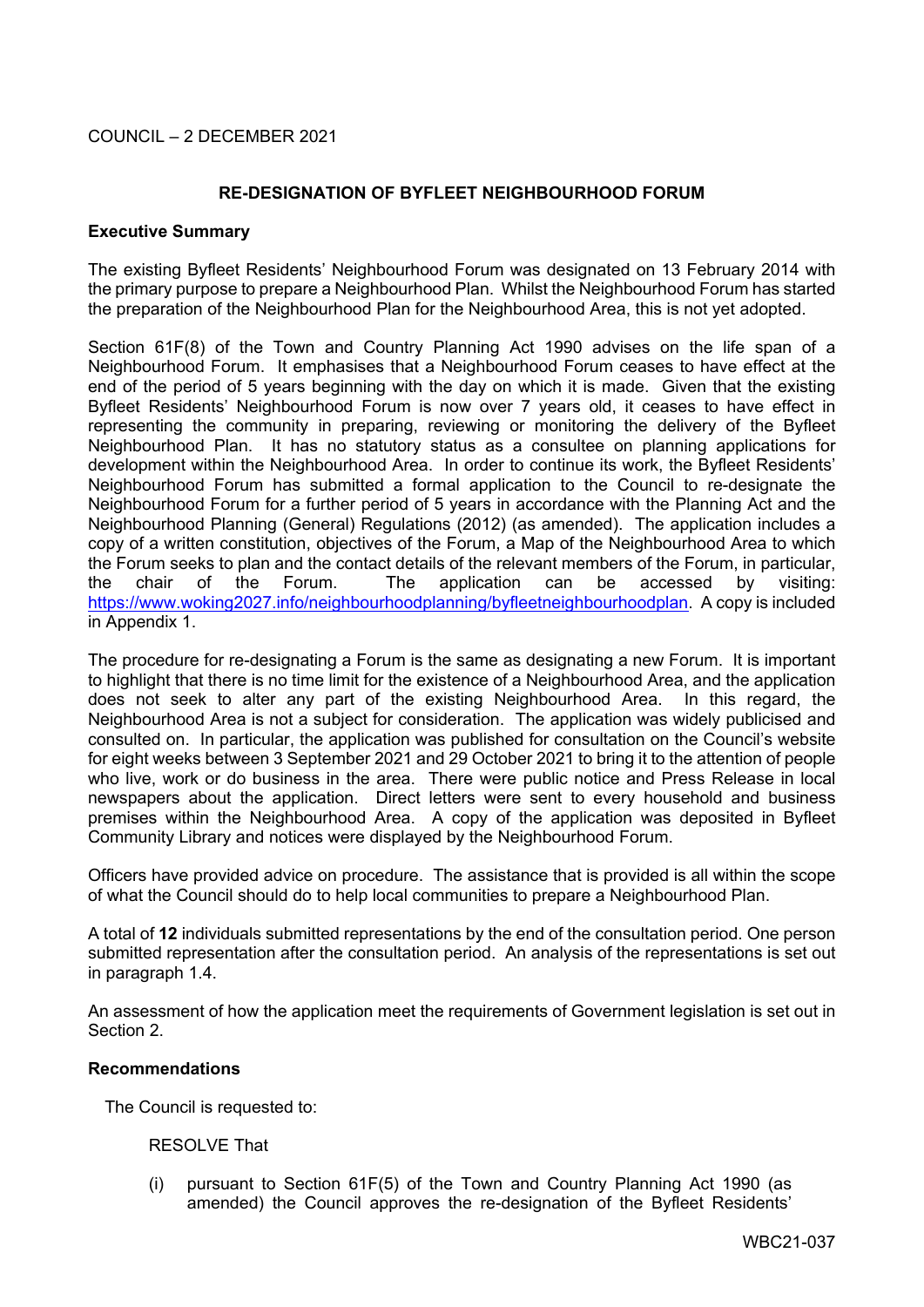COUNCIL – 2 DECEMBER 2021

## RE-DESIGNATION OF BYFLEET NEIGHBOURHOOD FORUM

### Executive Summary

The existing Byfleet Residents' Neighbourhood Forum was designated on 13 February 2014 with the primary purpose to prepare a Neighbourhood Plan. Whilst the Neighbourhood Forum has started the preparation of the Neighbourhood Plan for the Neighbourhood Area, this is not yet adopted.

Section 61F(8) of the Town and Country Planning Act 1990 advises on the life span of a Neighbourhood Forum. It emphasises that a Neighbourhood Forum ceases to have effect at the end of the period of 5 years beginning with the day on which it is made. Given that the existing Byfleet Residents' Neighbourhood Forum is now over 7 years old, it ceases to have effect in representing the community in preparing, reviewing or monitoring the delivery of the Byfleet Neighbourhood Plan. It has no statutory status as a consultee on planning applications for development within the Neighbourhood Area. In order to continue its work, the Byfleet Residents' Neighbourhood Forum has submitted a formal application to the Council to re-designate the Neighbourhood Forum for a further period of 5 years in accordance with the Planning Act and the Neighbourhood Planning (General) Regulations (2012) (as amended). The application includes a copy of a written constitution, objectives of the Forum, a Map of the Neighbourhood Area to which the Forum seeks to plan and the contact details of the relevant members of the Forum, in particular, the chair of the Forum. The application can be accessed by visiting: https://www.woking2027.info/neighbourhoodplanning/byfleetneighbourhoodplan. A copy is included in Appendix 1.

The procedure for re-designating a Forum is the same as designating a new Forum. It is important to highlight that there is no time limit for the existence of a Neighbourhood Area, and the application does not seek to alter any part of the existing Neighbourhood Area. In this regard, the Neighbourhood Area is not a subject for consideration. The application was widely publicised and consulted on. In particular, the application was published for consultation on the Council's website for eight weeks between 3 September 2021 and 29 October 2021 to bring it to the attention of people who live, work or do business in the area. There were public notice and Press Release in local newspapers about the application. Direct letters were sent to every household and business premises within the Neighbourhood Area. A copy of the application was deposited in Byfleet Community Library and notices were displayed by the Neighbourhood Forum.

Officers have provided advice on procedure. The assistance that is provided is all within the scope of what the Council should do to help local communities to prepare a Neighbourhood Plan.

A total of **12** individuals submitted representations by the end of the consultation period. One person submitted representation after the consultation period. An analysis of the representations is set out in paragraph 1.4.

An assessment of how the application meet the requirements of Government legislation is set out in Section 2.

### Recommendations

The Council is requested to:

RESOLVE That

(i) pursuant to Section 61F(5) of the Town and Country Planning Act 1990 (as amended) the Council approves the re-designation of the Byfleet Residents'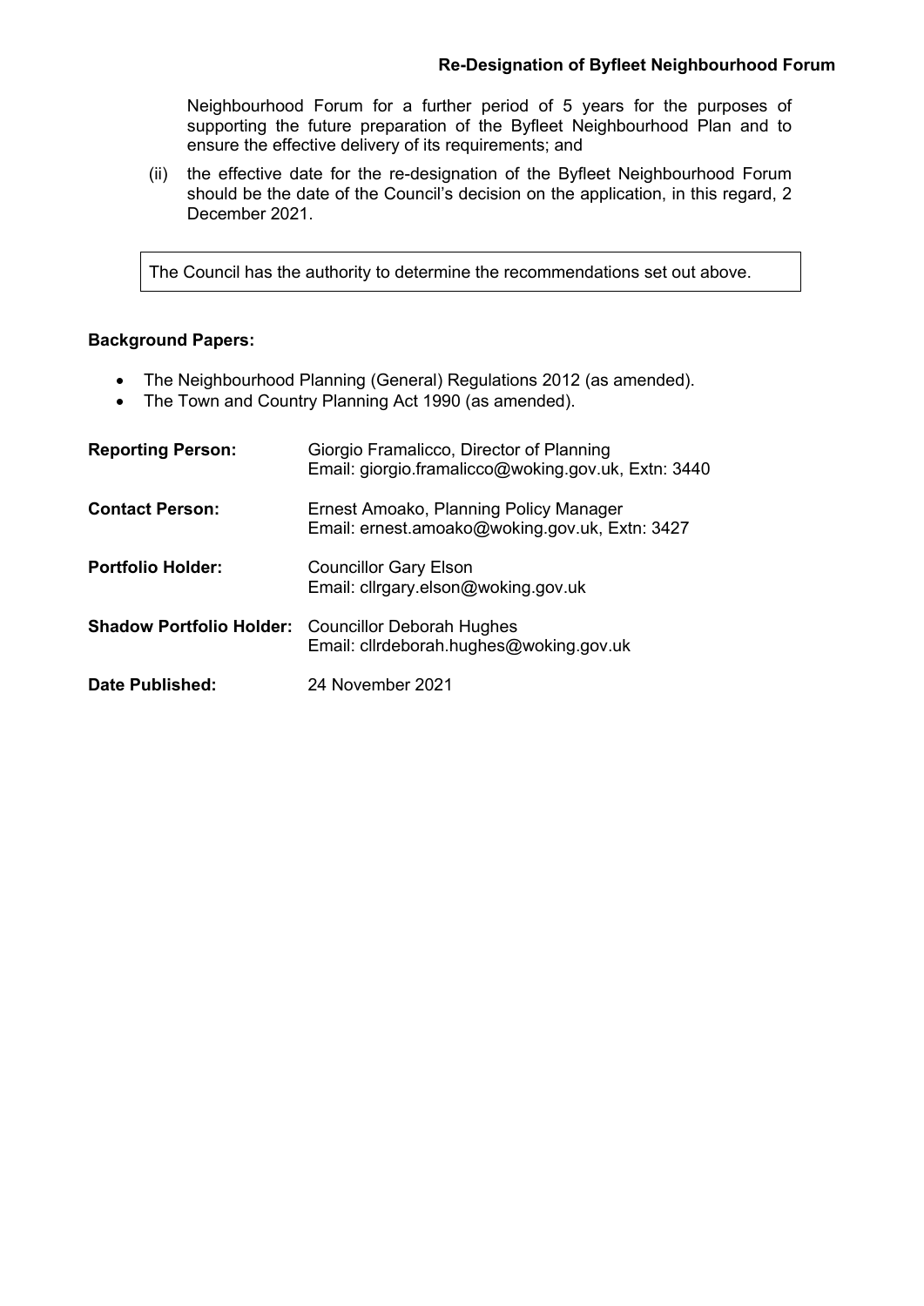Neighbourhood Forum for a further period of 5 years for the purposes of supporting the future preparation of the Byfleet Neighbourhood Plan and to ensure the effective delivery of its requirements; and

(ii) the effective date for the re-designation of the Byfleet Neighbourhood Forum should be the date of the Council's decision on the application, in this regard, 2 December 2021.

> The Council has the authority to determine the recommendations set out above.

**Background Papers:**

- The Neighbourhood Planning (General) Regulations 2012 (as amended).
- The Town and Country Planning Act 1990 (as amended).

| | |
|---|---|
| **Reporting Person:** | Giorgio Framalicco, Director of Planning<br>Email: giorgio.framalicco@woking.gov.uk, Extn: 3440 |
| **Contact Person:** | Ernest Amoako, Planning Policy Manager<br>Email: ernest.amoako@woking.gov.uk, Extn: 3427 |
| **Portfolio Holder:** | Councillor Gary Elson<br>Email: cllrgary.elson@woking.gov.uk |
| **Shadow Portfolio Holder:** | Councillor Deborah Hughes<br>Email: cllrdeborah.hughes@woking.gov.uk |
| **Date Published:** | 24 November 2021 |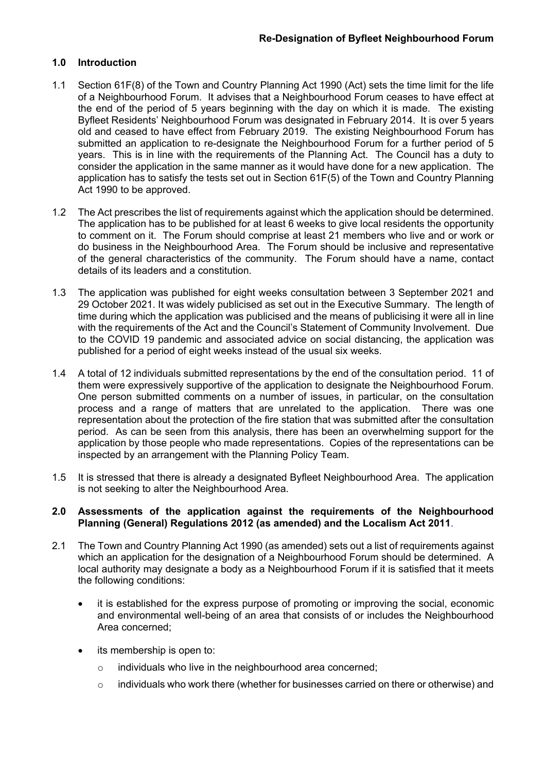**Re-Designation of Byfleet Neighbourhood Forum**

## 1.0 Introduction

1.1 Section 61F(8) of the Town and Country Planning Act 1990 (Act) sets the time limit for the life of a Neighbourhood Forum. It advises that a Neighbourhood Forum ceases to have effect at the end of the period of 5 years beginning with the day on which it is made. The existing Byfleet Residents' Neighbourhood Forum was designated in February 2014. It is over 5 years old and ceased to have effect from February 2019. The existing Neighbourhood Forum has submitted an application to re-designate the Neighbourhood Forum for a further period of 5 years. This is in line with the requirements of the Planning Act. The Council has a duty to consider the application in the same manner as it would have done for a new application. The application has to satisfy the tests set out in Section 61F(5) of the Town and Country Planning Act 1990 to be approved.

1.2 The Act prescribes the list of requirements against which the application should be determined. The application has to be published for at least 6 weeks to give local residents the opportunity to comment on it. The Forum should comprise at least 21 members who live and or work or do business in the Neighbourhood Area. The Forum should be inclusive and representative of the general characteristics of the community. The Forum should have a name, contact details of its leaders and a constitution.

1.3 The application was published for eight weeks consultation between 3 September 2021 and 29 October 2021. It was widely publicised as set out in the Executive Summary. The length of time during which the application was publicised and the means of publicising it were all in line with the requirements of the Act and the Council's Statement of Community Involvement. Due to the COVID 19 pandemic and associated advice on social distancing, the application was published for a period of eight weeks instead of the usual six weeks.

1.4 A total of 12 individuals submitted representations by the end of the consultation period. 11 of them were expressively supportive of the application to designate the Neighbourhood Forum. One person submitted comments on a number of issues, in particular, on the consultation process and a range of matters that are unrelated to the application. There was one representation about the protection of the fire station that was submitted after the consultation period. As can be seen from this analysis, there has been an overwhelming support for the application by those people who made representations. Copies of the representations can be inspected by an arrangement with the Planning Policy Team.

1.5 It is stressed that there is already a designated Byfleet Neighbourhood Area. The application is not seeking to alter the Neighbourhood Area.

## 2.0 Assessments of the application against the requirements of the Neighbourhood Planning (General) Regulations 2012 (as amended) and the Localism Act 2011.

2.1 The Town and Country Planning Act 1990 (as amended) sets out a list of requirements against which an application for the designation of a Neighbourhood Forum should be determined. A local authority may designate a body as a Neighbourhood Forum if it is satisfied that it meets the following conditions:

- it is established for the express purpose of promoting or improving the social, economic and environmental well-being of an area that consists of or includes the Neighbourhood Area concerned;
- its membership is open to:
  - individuals who live in the neighbourhood area concerned;
  - individuals who work there (whether for businesses carried on there or otherwise) and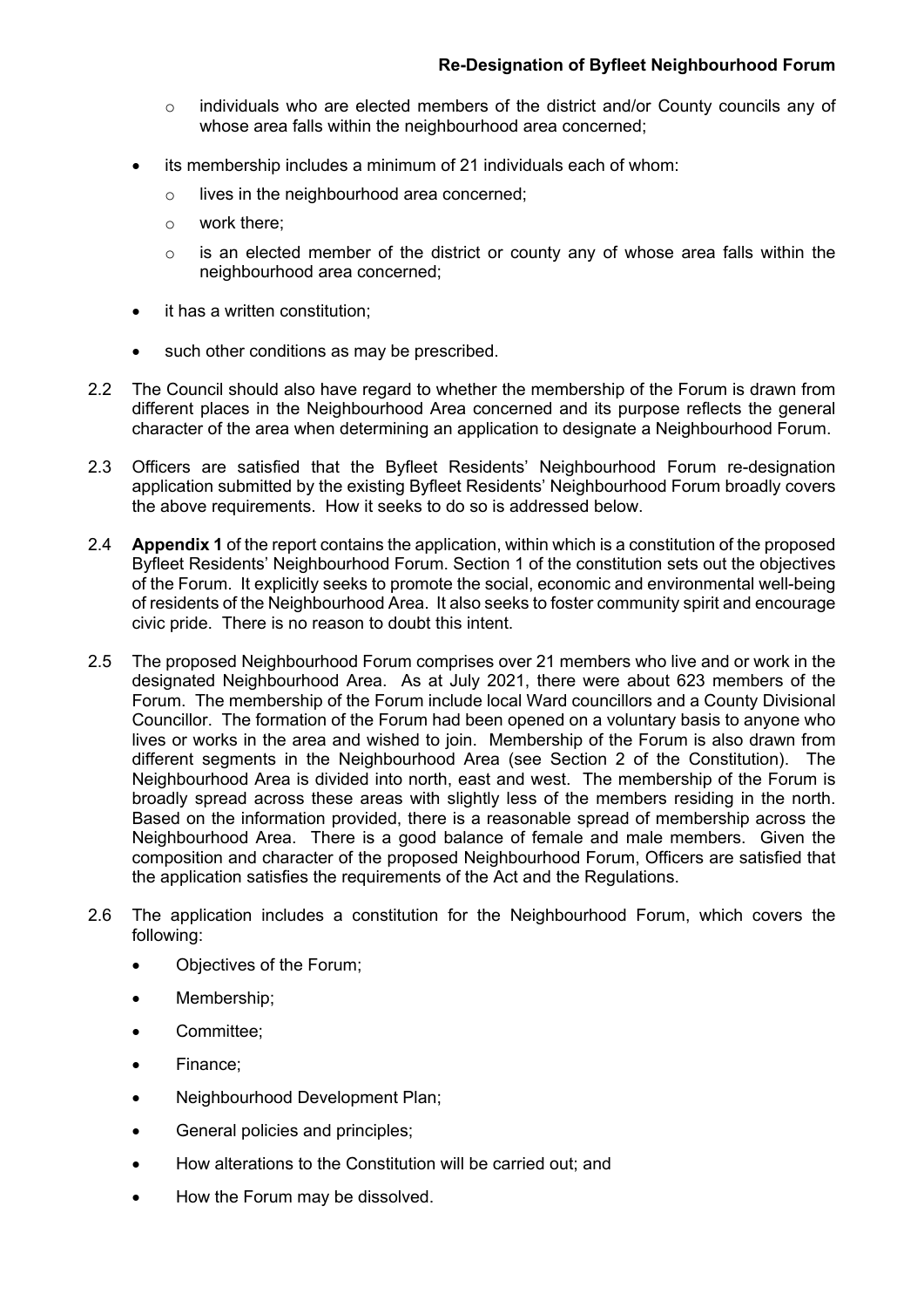- individuals who are elected members of the district and/or County councils any of whose area falls within the neighbourhood area concerned;

- its membership includes a minimum of 21 individuals each of whom:
  - lives in the neighbourhood area concerned;
  - work there;
  - is an elected member of the district or county any of whose area falls within the neighbourhood area concerned;
- it has a written constitution;
- such other conditions as may be prescribed.

2.2 The Council should also have regard to whether the membership of the Forum is drawn from different places in the Neighbourhood Area concerned and its purpose reflects the general character of the area when determining an application to designate a Neighbourhood Forum.

2.3 Officers are satisfied that the Byfleet Residents' Neighbourhood Forum re-designation application submitted by the existing Byfleet Residents' Neighbourhood Forum broadly covers the above requirements. How it seeks to do so is addressed below.

2.4 **Appendix 1** of the report contains the application, within which is a constitution of the proposed Byfleet Residents' Neighbourhood Forum. Section 1 of the constitution sets out the objectives of the Forum. It explicitly seeks to promote the social, economic and environmental well-being of residents of the Neighbourhood Area. It also seeks to foster community spirit and encourage civic pride. There is no reason to doubt this intent.

2.5 The proposed Neighbourhood Forum comprises over 21 members who live and or work in the designated Neighbourhood Area. As at July 2021, there were about 623 members of the Forum. The membership of the Forum include local Ward councillors and a County Divisional Councillor. The formation of the Forum had been opened on a voluntary basis to anyone who lives or works in the area and wished to join. Membership of the Forum is also drawn from different segments in the Neighbourhood Area (see Section 2 of the Constitution). The Neighbourhood Area is divided into north, east and west. The membership of the Forum is broadly spread across these areas with slightly less of the members residing in the north. Based on the information provided, there is a reasonable spread of membership across the Neighbourhood Area. There is a good balance of female and male members. Given the composition and character of the proposed Neighbourhood Forum, Officers are satisfied that the application satisfies the requirements of the Act and the Regulations.

2.6 The application includes a constitution for the Neighbourhood Forum, which covers the following:

- Objectives of the Forum;
- Membership;
- Committee;
- Finance;
- Neighbourhood Development Plan;
- General policies and principles;
- How alterations to the Constitution will be carried out; and
- How the Forum may be dissolved.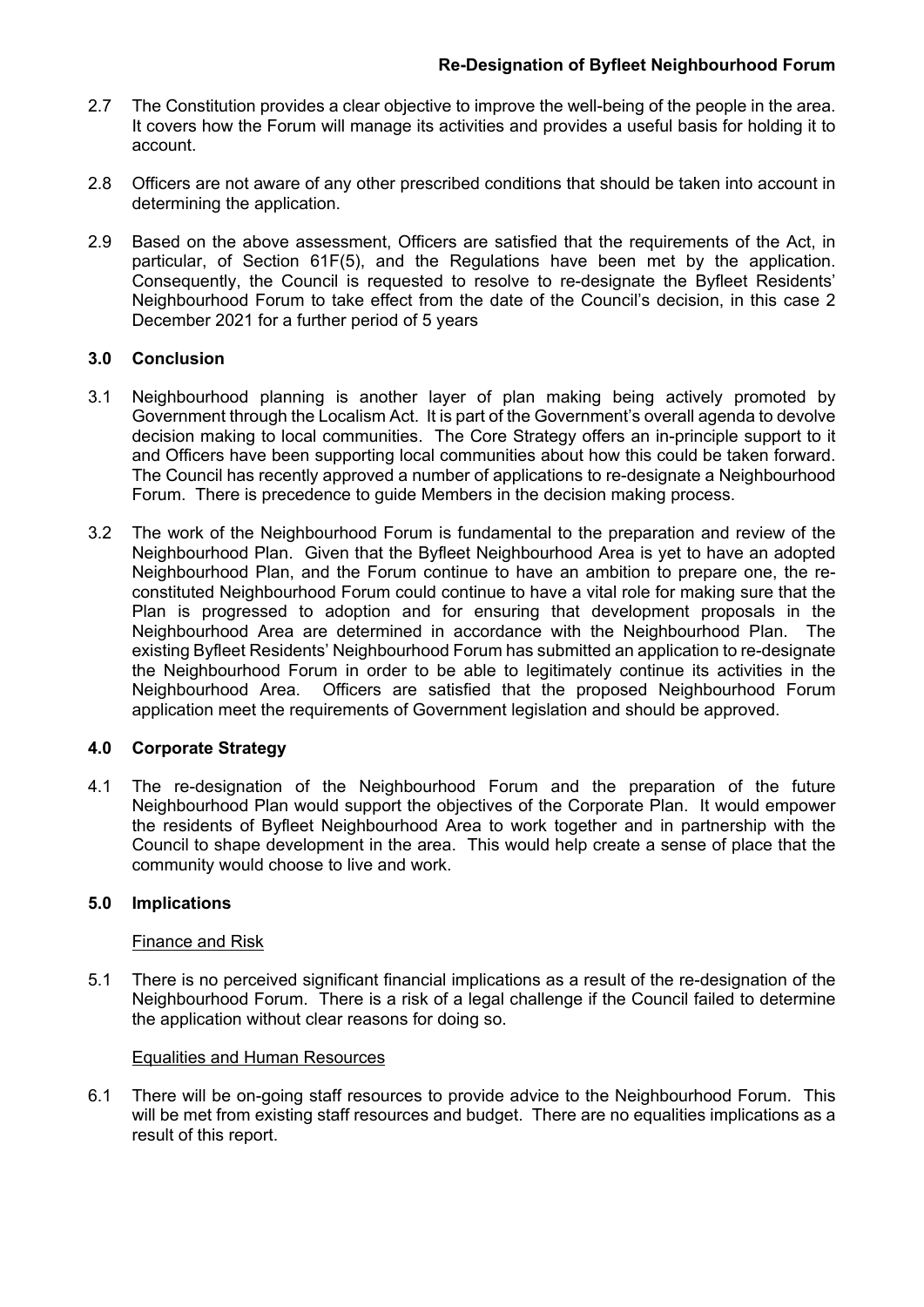2.7 The Constitution provides a clear objective to improve the well-being of the people in the area. It covers how the Forum will manage its activities and provides a useful basis for holding it to account.

2.8 Officers are not aware of any other prescribed conditions that should be taken into account in determining the application.

2.9 Based on the above assessment, Officers are satisfied that the requirements of the Act, in particular, of Section 61F(5), and the Regulations have been met by the application. Consequently, the Council is requested to resolve to re-designate the Byfleet Residents' Neighbourhood Forum to take effect from the date of the Council's decision, in this case 2 December 2021 for a further period of 5 years

## 3.0 Conclusion

3.1 Neighbourhood planning is another layer of plan making being actively promoted by Government through the Localism Act. It is part of the Government's overall agenda to devolve decision making to local communities. The Core Strategy offers an in-principle support to it and Officers have been supporting local communities about how this could be taken forward. The Council has recently approved a number of applications to re-designate a Neighbourhood Forum. There is precedence to guide Members in the decision making process.

3.2 The work of the Neighbourhood Forum is fundamental to the preparation and review of the Neighbourhood Plan. Given that the Byfleet Neighbourhood Area is yet to have an adopted Neighbourhood Plan, and the Forum continue to have an ambition to prepare one, the re-constituted Neighbourhood Forum could continue to have a vital role for making sure that the Plan is progressed to adoption and for ensuring that development proposals in the Neighbourhood Area are determined in accordance with the Neighbourhood Plan. The existing Byfleet Residents' Neighbourhood Forum has submitted an application to re-designate the Neighbourhood Forum in order to be able to legitimately continue its activities in the Neighbourhood Area. Officers are satisfied that the proposed Neighbourhood Forum application meet the requirements of Government legislation and should be approved.

## 4.0 Corporate Strategy

4.1 The re-designation of the Neighbourhood Forum and the preparation of the future Neighbourhood Plan would support the objectives of the Corporate Plan. It would empower the residents of Byfleet Neighbourhood Area to work together and in partnership with the Council to shape development in the area. This would help create a sense of place that the community would choose to live and work.

## 5.0 Implications

### Finance and Risk

5.1 There is no perceived significant financial implications as a result of the re-designation of the Neighbourhood Forum. There is a risk of a legal challenge if the Council failed to determine the application without clear reasons for doing so.

### Equalities and Human Resources

6.1 There will be on-going staff resources to provide advice to the Neighbourhood Forum. This will be met from existing staff resources and budget. There are no equalities implications as a result of this report.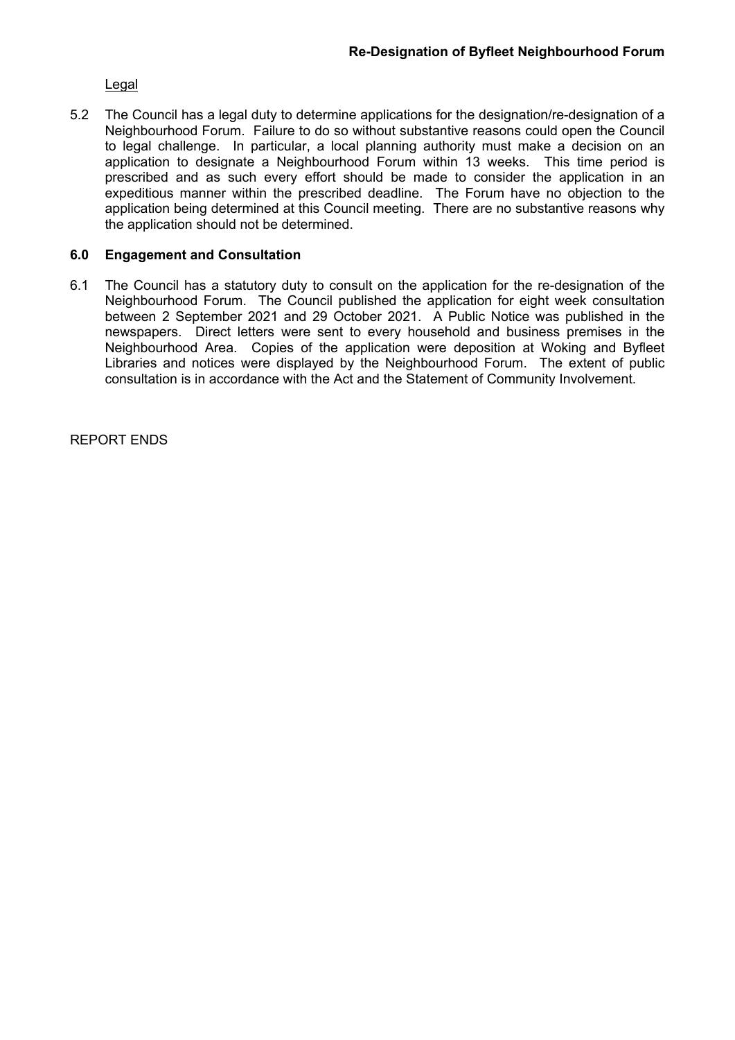Legal

5.2 The Council has a legal duty to determine applications for the designation/re-designation of a Neighbourhood Forum. Failure to do so without substantive reasons could open the Council to legal challenge. In particular, a local planning authority must make a decision on an application to designate a Neighbourhood Forum within 13 weeks. This time period is prescribed and as such every effort should be made to consider the application in an expeditious manner within the prescribed deadline. The Forum have no objection to the application being determined at this Council meeting. There are no substantive reasons why the application should not be determined.

## 6.0 Engagement and Consultation

6.1 The Council has a statutory duty to consult on the application for the re-designation of the Neighbourhood Forum. The Council published the application for eight week consultation between 2 September 2021 and 29 October 2021. A Public Notice was published in the newspapers. Direct letters were sent to every household and business premises in the Neighbourhood Area. Copies of the application were deposition at Woking and Byfleet Libraries and notices were displayed by the Neighbourhood Forum. The extent of public consultation is in accordance with the Act and the Statement of Community Involvement.

REPORT ENDS